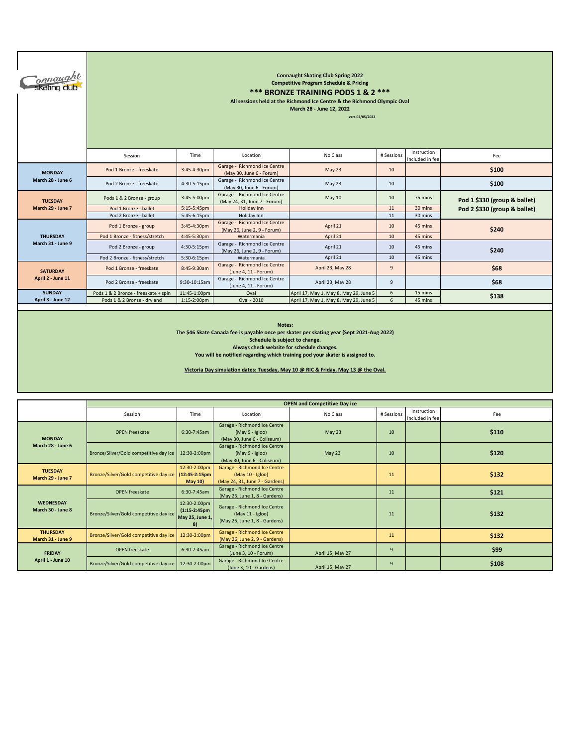**Connaught Skating Club Spring 2022**
**Competitive Program Schedule & Pricing**

## *** BRONZE TRAINING PODS 1 & 2 ***

**All sessions held at the Richmond Ice Centre & the Richmond Olympic Oval**
**March 28 - June 12, 2022**

vers 02/05/2022

| | Session | Time | Location | No Class | # Sessions | Instruction Included in fee | Fee |
|---|---|---|---|---|---|---|---|
| **MONDAY March 28 - June 6** | Pod 1 Bronze - freeskate | 3:45-4:30pm | Garage - Richmond Ice Centre (May 30, June 6 - Forum) | May 23 | 10 | | **$100** |
| | Pod 2 Bronze - freeskate | 4:30-5:15pm | Garage - Richmond Ice Centre (May 30, June 6 - Forum) | May 23 | 10 | | **$100** |
| **TUESDAY March 29 - June 7** | Pods 1 & 2 Bronze - group | 3:45-5:00pm | Garage - Richmond Ice Centre (May 24, 31, June 7 - Forum) | May 10 | 10 | 75 mins | **Pod 1 $330 (group & ballet)** **Pod 2 $330 (group & ballet)** |
| | Pod 1 Bronze - ballet | 5:15-5:45pm | Holiday Inn | | 11 | 30 mins | |
| | Pod 2 Bronze - ballet | 5:45-6:15pm | Holiday Inn | | 11 | 30 mins | |
| **THURSDAY March 31 - June 9** | Pod 1 Bronze - group | 3:45-4:30pm | Garage - Richmond Ice Centre (May 26, June 2, 9 - Forum) | April 21 | 10 | 45 mins | **$240** |
| | Pod 1 Bronze - fitness/stretch | 4:45-5:30pm | Watermania | April 21 | 10 | 45 mins | |
| | Pod 2 Bronze - group | 4:30-5:15pm | Garage - Richmond Ice Centre (May 26, June 2, 9 - Forum) | April 21 | 10 | 45 mins | **$240** |
| | Pod 2 Bronze - fitness/stretch | 5:30-6:15pm | Watermania | April 21 | 10 | 45 mins | |
| **SATURDAY April 2 - June 11** | Pod 1 Bronze - freeskate | 8:45-9:30am | Garage - Richmond Ice Centre (June 4, 11 - Forum) | April 23, May 28 | 9 | | **$68** |
| | Pod 2 Bronze - freeskate | 9:30-10:15am | Garage - Richmond Ice Centre (June 4, 11 - Forum) | April 23, May 28 | 9 | | **$68** |
| **SUNDAY April 3 - June 12** | Pods 1 & 2 Bronze - freeskate + spin | 11:45-1:00pm | Oval | April 17, May 1, May 8, May 29, June 5 | 6 | 15 mins | **$138** |
| | Pods 1 & 2 Bronze - dryland | 1:15-2:00pm | Oval - 2010 | April 17, May 1, May 8, May 29, June 5 | 6 | 45 mins | |

**Notes:**
**The $46 Skate Canada fee is payable once per skater per skating year (Sept 2021-Aug 2022)**
**Schedule is subject to change.**
**Always check website for schedule changes.**
**You will be notified regarding which training pod your skater is assigned to.**

**Victoria Day simulation dates: Tuesday, May 10 @ RIC & Friday, May 13 @ the Oval.**

**OPEN and Competitive Day ice**

| | Session | Time | Location | No Class | # Sessions | Instruction Included in fee | Fee |
|---|---|---|---|---|---|---|---|
| **MONDAY March 28 - June 6** | OPEN freeskate | 6:30-7:45am | Garage - Richmond Ice Centre (May 9 - Igloo) (May 30, June 6 - Coliseum) | May 23 | 10 | | **$110** |
| | Bronze/Silver/Gold competitive day ice | 12:30-2:00pm | Garage - Richmond Ice Centre (May 9 - Igloo) (May 30, June 6 - Coliseum) | May 23 | 10 | | **$120** |
| **TUESDAY March 29 - June 7** | Bronze/Silver/Gold competitive day ice | 12:30-2:00pm **(12:45-2:15pm May 10)** | Garage - Richmond Ice Centre (May 10 - Igloo) (May 24, 31, June 7 - Gardens) | | 11 | | **$132** |
| **WEDNESDAY March 30 - June 8** | OPEN freeskate | 6:30-7:45am | Garage - Richmond Ice Centre (May 25, June 1, 8 - Gardens) | | 11 | | **$121** |
| | Bronze/Silver/Gold competitive day ice | 12:30-2:00pm **(1:15-2:45pm May 25, June 1, 8)** | Garage - Richmond Ice Centre (May 11 - Igloo) (May 25, June 1, 8 - Gardens) | | 11 | | **$132** |
| **THURSDAY March 31 - June 9** | Bronze/Silver/Gold competitive day ice | 12:30-2:00pm | Garage - Richmond Ice Centre (May 26, June 2, 9 - Gardens) | | 11 | | **$132** |
| **FRIDAY April 1 - June 10** | OPEN freeskate | 6:30-7:45am | Garage - Richmond Ice Centre (June 3, 10 - Forum) | April 15, May 27 | 9 | | **$99** |
| | Bronze/Silver/Gold competitive day ice | 12:30-2:00pm | Garage - Richmond Ice Centre (June 3, 10 - Gardens) | April 15, May 27 | 9 | | **$108** |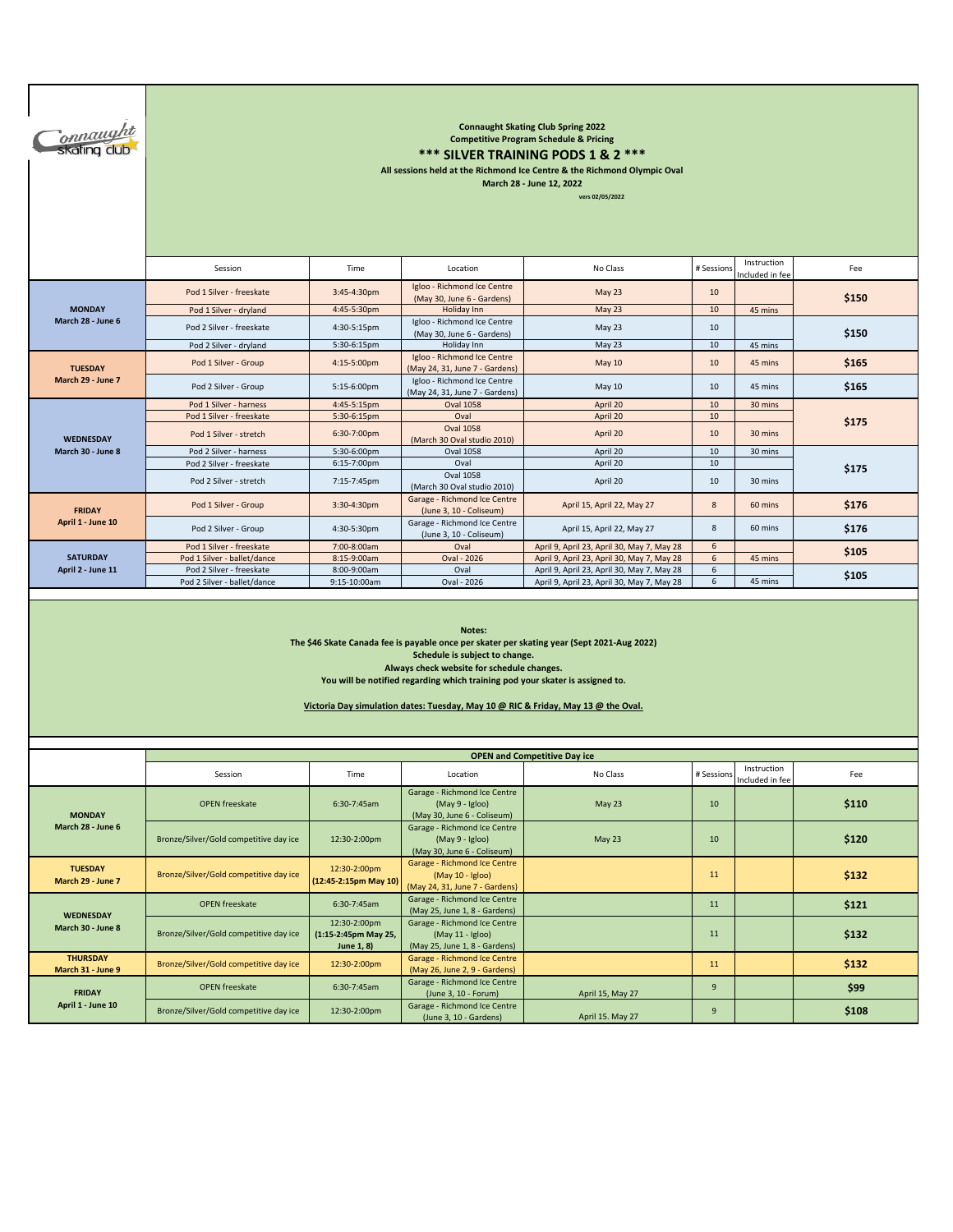**Connaught Skating Club Spring 2022**

**Competitive Program Schedule & Pricing**

## *** SILVER TRAINING PODS 1 & 2 ***

**All sessions held at the Richmond Ice Centre & the Richmond Olympic Oval**

**March 28 - June 12, 2022**

vers 02/05/2022

| | Session | Time | Location | No Class | # Sessions | Instruction Included in fee | Fee |
|---|---|---|---|---|---|---|---|
| **MONDAY March 28 - June 6** | Pod 1 Silver - freeskate | 3:45-4:30pm | Igloo - Richmond Ice Centre (May 30, June 6 - Gardens) | May 23 | 10 | | **$150** |
| | Pod 1 Silver - dryland | 4:45-5:30pm | Holiday Inn | May 23 | 10 | 45 mins | |
| | Pod 2 Silver - freeskate | 4:30-5:15pm | Igloo - Richmond Ice Centre (May 30, June 6 - Gardens) | May 23 | 10 | | **$150** |
| | Pod 2 Silver - dryland | 5:30-6:15pm | Holiday Inn | May 23 | 10 | 45 mins | |
| **TUESDAY March 29 - June 7** | Pod 1 Silver - Group | 4:15-5:00pm | Igloo - Richmond Ice Centre (May 24, 31, June 7 - Gardens) | May 10 | 10 | 45 mins | **$165** |
| | Pod 2 Silver - Group | 5:15-6:00pm | Igloo - Richmond Ice Centre (May 24, 31, June 7 - Gardens) | May 10 | 10 | 45 mins | **$165** |
| **WEDNESDAY March 30 - June 8** | Pod 1 Silver - harness | 4:45-5:15pm | Oval 1058 | April 20 | 10 | 30 mins | **$175** |
| | Pod 1 Silver - freeskate | 5:30-6:15pm | Oval | April 20 | 10 | | |
| | Pod 1 Silver - stretch | 6:30-7:00pm | Oval 1058 (March 30 Oval studio 2010) | April 20 | 10 | 30 mins | |
| | Pod 2 Silver - harness | 5:30-6:00pm | Oval 1058 | April 20 | 10 | 30 mins | **$175** |
| | Pod 2 Silver - freeskate | 6:15-7:00pm | Oval | April 20 | 10 | | |
| | Pod 2 Silver - stretch | 7:15-7:45pm | Oval 1058 (March 30 Oval studio 2010) | April 20 | 10 | 30 mins | |
| **FRIDAY April 1 - June 10** | Pod 1 Silver - Group | 3:30-4:30pm | Garage - Richmond Ice Centre (June 3, 10 - Coliseum) | April 15, April 22, May 27 | 8 | 60 mins | **$176** |
| | Pod 2 Silver - Group | 4:30-5:30pm | Garage - Richmond Ice Centre (June 3, 10 - Coliseum) | April 15, April 22, May 27 | 8 | 60 mins | **$176** |
| **SATURDAY April 2 - June 11** | Pod 1 Silver - freeskate | 7:00-8:00am | Oval | April 9, April 23, April 30, May 7, May 28 | 6 | | **$105** |
| | Pod 1 Silver - ballet/dance | 8:15-9:00am | Oval - 2026 | April 9, April 23, April 30, May 7, May 28 | 6 | 45 mins | |
| | Pod 2 Silver - freeskate | 8:00-9:00am | Oval | April 9, April 23, April 30, May 7, May 28 | 6 | | **$105** |
| | Pod 2 Silver - ballet/dance | 9:15-10:00am | Oval - 2026 | April 9, April 23, April 30, May 7, May 28 | 6 | 45 mins | |

**Notes:**

**The $46 Skate Canada fee is payable once per skater per skating year (Sept 2021-Aug 2022)**

**Schedule is subject to change.**

**Always check website for schedule changes.**

**You will be notified regarding which training pod your skater is assigned to.**

**Victoria Day simulation dates: Tuesday, May 10 @ RIC & Friday, May 13 @ the Oval.**

**OPEN and Competitive Day ice**

| | Session | Time | Location | No Class | # Sessions | Instruction Included in fee | Fee |
|---|---|---|---|---|---|---|---|
| **MONDAY March 28 - June 6** | OPEN freeskate | 6:30-7:45am | Garage - Richmond Ice Centre (May 9 - Igloo) (May 30, June 6 - Coliseum) | May 23 | 10 | | **$110** |
| | Bronze/Silver/Gold competitive day ice | 12:30-2:00pm | Garage - Richmond Ice Centre (May 9 - Igloo) (May 30, June 6 - Coliseum) | May 23 | 10 | | **$120** |
| **TUESDAY March 29 - June 7** | Bronze/Silver/Gold competitive day ice | 12:30-2:00pm **(12:45-2:15pm May 10)** | Garage - Richmond Ice Centre (May 10 - Igloo) (May 24, 31, June 7 - Gardens) | | 11 | | **$132** |
| **WEDNESDAY March 30 - June 8** | OPEN freeskate | 6:30-7:45am | Garage - Richmond Ice Centre (May 25, June 1, 8 - Gardens) | | 11 | | **$121** |
| | Bronze/Silver/Gold competitive day ice | 12:30-2:00pm **(1:15-2:45pm May 25, June 1, 8)** | Garage - Richmond Ice Centre (May 11 - Igloo) (May 25, June 1, 8 - Gardens) | | 11 | | **$132** |
| **THURSDAY March 31 - June 9** | Bronze/Silver/Gold competitive day ice | 12:30-2:00pm | Garage - Richmond Ice Centre (May 26, June 2, 9 - Gardens) | | 11 | | **$132** |
| **FRIDAY April 1 - June 10** | OPEN freeskate | 6:30-7:45am | Garage - Richmond Ice Centre (June 3, 10 - Forum) | April 15, May 27 | 9 | | **$99** |
| | Bronze/Silver/Gold competitive day ice | 12:30-2:00pm | Garage - Richmond Ice Centre (June 3, 10 - Gardens) | April 15. May 27 | 9 | | **$108** |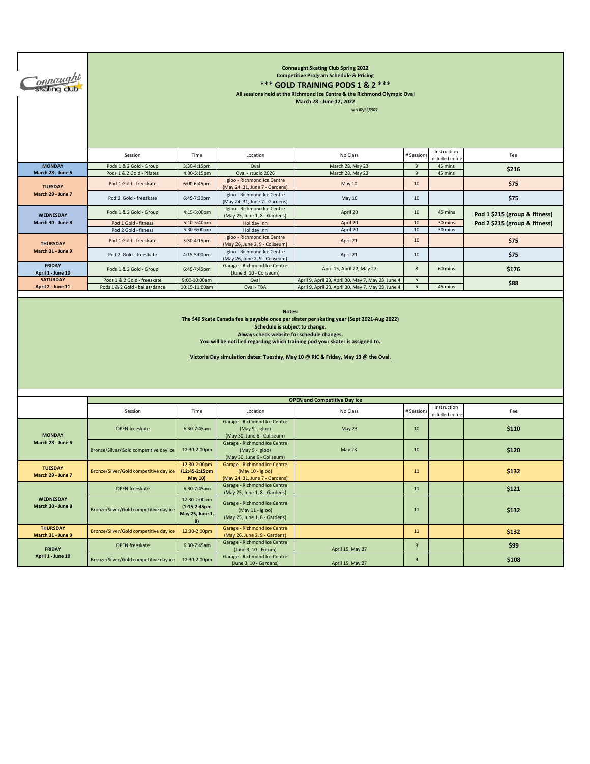**Connaught Skating Club Spring 2022**
**Competitive Program Schedule & Pricing**

## *** GOLD TRAINING PODS 1 & 2 ***

**All sessions held at the Richmond Ice Centre & the Richmond Olympic Oval**
**March 28 - June 12, 2022**
vers 02/05/2022

| | Session | Time | Location | No Class | # Sessions | Instruction Included in fee | Fee |
|---|---|---|---|---|---|---|---|
| **MONDAY March 28 - June 6** | Pods 1 & 2 Gold - Group | 3:30-4:15pm | Oval | March 28, May 23 | 9 | 45 mins | **$216** |
| | Pods 1 & 2 Gold - Pilates | 4:30-5:15pm | Oval - studio 2026 | March 28, May 23 | 9 | 45 mins | |
| **TUESDAY March 29 - June 7** | Pod 1 Gold - freeskate | 6:00-6:45pm | Igloo - Richmond Ice Centre (May 24, 31, June 7 - Gardens) | May 10 | 10 | | **$75** |
| | Pod 2 Gold - freeskate | 6:45-7:30pm | Igloo - Richmond Ice Centre (May 24, 31, June 7 - Gardens) | May 10 | 10 | | **$75** |
| **WEDNESDAY March 30 - June 8** | Pods 1 & 2 Gold - Group | 4:15-5:00pm | Igloo - Richmond Ice Centre (May 25, June 1, 8 - Gardens) | April 20 | 10 | 45 mins | **Pod 1 $215 (group & fitness)** **Pod 2 $215 (group & fitness)** |
| | Pod 1 Gold - fitness | 5:10-5:40pm | Holiday Inn | April 20 | 10 | 30 mins | |
| | Pod 2 Gold - fitness | 5:30-6:00pm | Holiday Inn | April 20 | 10 | 30 mins | |
| **THURSDAY March 31 - June 9** | Pod 1 Gold - freeskate | 3:30-4:15pm | Igloo - Richmond Ice Centre (May 26, June 2, 9 - Coliseum) | April 21 | 10 | | **$75** |
| | Pod 2 Gold - freeskate | 4:15-5:00pm | Igloo - Richmond Ice Centre (May 26, June 2, 9 - Coliseum) | April 21 | 10 | | **$75** |
| **FRIDAY April 1 - June 10** | Pods 1 & 2 Gold - Group | 6:45-7:45pm | Garage - Richmond Ice Centre (June 3, 10 - Coliseum) | April 15, April 22, May 27 | 8 | 60 mins | **$176** |
| **SATURDAY April 2 - June 11** | Pods 1 & 2 Gold - freeskate | 9:00-10:00am | Oval | April 9, April 23, April 30, May 7, May 28, June 4 | 5 | | **$88** |
| | Pods 1 & 2 Gold - ballet/dance | 10:15-11:00am | Oval - TBA | April 9, April 23, April 30, May 7, May 28, June 4 | 5 | 45 mins | |

**Notes:**
**The $46 Skate Canada fee is payable once per skater per skating year (Sept 2021-Aug 2022)**
**Schedule is subject to change.**
**Always check website for schedule changes.**
**You will be notified regarding which training pod your skater is assigned to.**

**Victoria Day simulation dates: Tuesday, May 10 @ RIC & Friday, May 13 @ the Oval.**

**OPEN and Competitive Day ice**

| | Session | Time | Location | No Class | # Sessions | Instruction Included in fee | Fee |
|---|---|---|---|---|---|---|---|
| **MONDAY March 28 - June 6** | OPEN freeskate | 6:30-7:45am | Garage - Richmond Ice Centre (May 9 - Igloo) (May 30, June 6 - Coliseum) | May 23 | 10 | | **$110** |
| | Bronze/Silver/Gold competitive day ice | 12:30-2:00pm | Garage - Richmond Ice Centre (May 9 - Igloo) (May 30, June 6 - Coliseum) | May 23 | 10 | | **$120** |
| **TUESDAY March 29 - June 7** | Bronze/Silver/Gold competitive day ice | 12:30-2:00pm **(12:45-2:15pm May 10)** | Garage - Richmond Ice Centre (May 10 - Igloo) (May 24, 31, June 7 - Gardens) | | 11 | | **$132** |
| **WEDNESDAY March 30 - June 8** | OPEN freeskate | 6:30-7:45am | Garage - Richmond Ice Centre (May 25, June 1, 8 - Gardens) | | 11 | | **$121** |
| | Bronze/Silver/Gold competitive day ice | 12:30-2:00pm **(1:15-2:45pm May 25, June 1, 8)** | Garage - Richmond Ice Centre (May 11 - Igloo) (May 25, June 1, 8 - Gardens) | | 11 | | **$132** |
| **THURSDAY March 31 - June 9** | Bronze/Silver/Gold competitive day ice | 12:30-2:00pm | Garage - Richmond Ice Centre (May 26, June 2, 9 - Gardens) | | 11 | | **$132** |
| **FRIDAY April 1 - June 10** | OPEN freeskate | 6:30-7:45am | Garage - Richmond Ice Centre (June 3, 10 - Forum) | April 15, May 27 | 9 | | **$99** |
| | Bronze/Silver/Gold competitive day ice | 12:30-2:00pm | Garage - Richmond Ice Centre (June 3, 10 - Gardens) | April 15, May 27 | 9 | | **$108** |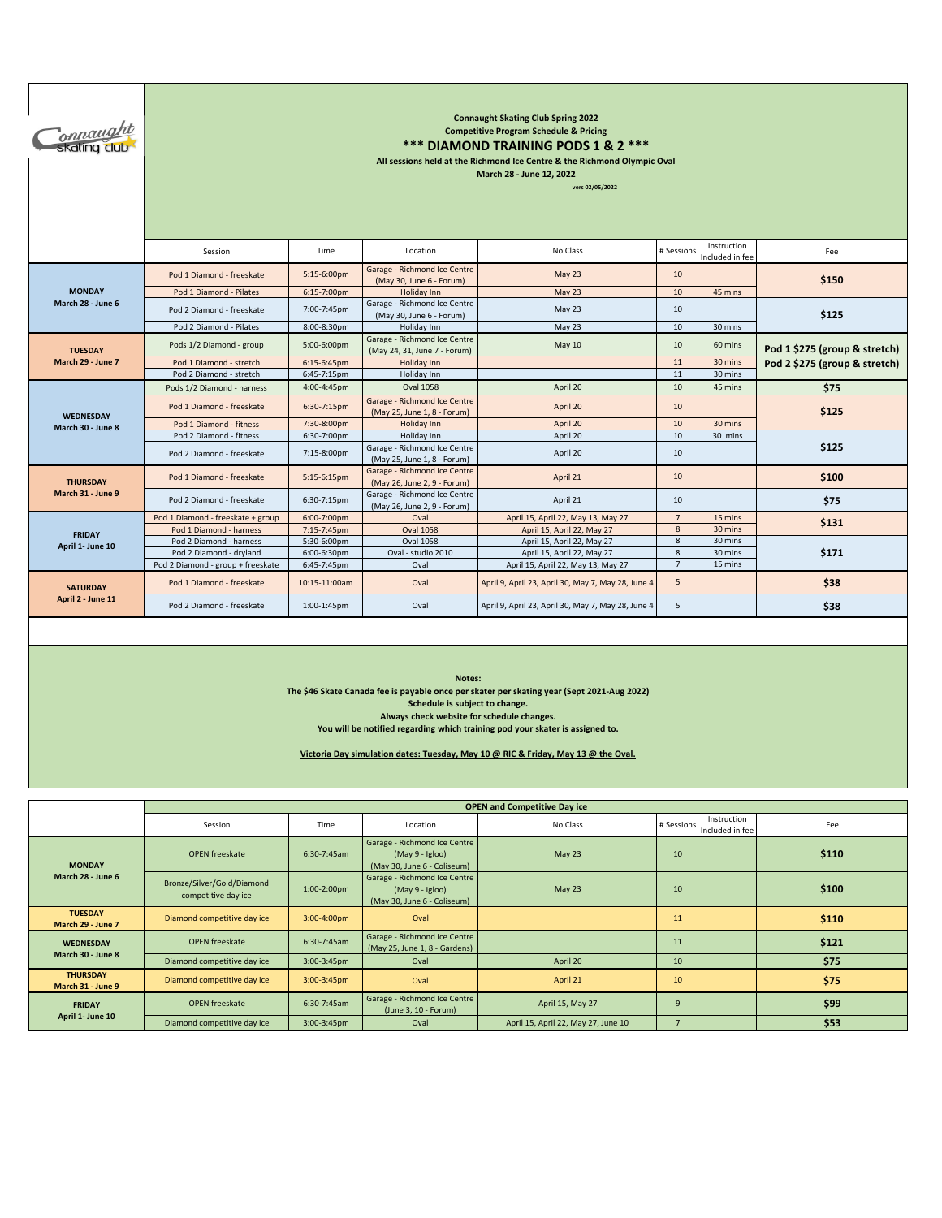**Connaught Skating Club Spring 2022**
**Competitive Program Schedule & Pricing**

## *** DIAMOND TRAINING PODS 1 & 2 ***

**All sessions held at the Richmond Ice Centre & the Richmond Olympic Oval**
**March 28 - June 12, 2022**
vers 02/05/2022

| | Session | Time | Location | No Class | # Sessions | Instruction Included in fee | Fee |
|---|---|---|---|---|---|---|---|
| **MONDAY** March 28 - June 6 | Pod 1 Diamond - freeskate | 5:15-6:00pm | Garage - Richmond Ice Centre (May 30, June 6 - Forum) | May 23 | 10 | | $150 |
| | Pod 1 Diamond - Pilates | 6:15-7:00pm | Holiday Inn | May 23 | 10 | 45 mins | |
| | Pod 2 Diamond - freeskate | 7:00-7:45pm | Garage - Richmond Ice Centre (May 30, June 6 - Forum) | May 23 | 10 | | $125 |
| | Pod 2 Diamond - Pilates | 8:00-8:30pm | Holiday Inn | May 23 | 10 | 30 mins | |
| **TUESDAY** March 29 - June 7 | Pods 1/2 Diamond - group | 5:00-6:00pm | Garage - Richmond Ice Centre (May 24, 31, June 7 - Forum) | May 10 | 10 | 60 mins | Pod 1 $275 (group & stretch) Pod 2 $275 (group & stretch) |
| | Pod 1 Diamond - stretch | 6:15-6:45pm | Holiday Inn | | 11 | 30 mins | |
| | Pod 2 Diamond - stretch | 6:45-7:15pm | Holiday Inn | | 11 | 30 mins | |
| **WEDNESDAY** March 30 - June 8 | Pods 1/2 Diamond - harness | 4:00-4:45pm | Oval 1058 | April 20 | 10 | 45 mins | $75 |
| | Pod 1 Diamond - freeskate | 6:30-7:15pm | Garage - Richmond Ice Centre (May 25, June 1, 8 - Forum) | April 20 | 10 | | $125 |
| | Pod 1 Diamond - fitness | 7:30-8:00pm | Holiday Inn | April 20 | 10 | 30 mins | |
| | Pod 2 Diamond - fitness | 6:30-7:00pm | Holiday Inn | April 20 | 10 | 30 mins | $125 |
| | Pod 2 Diamond - freeskate | 7:15-8:00pm | Garage - Richmond Ice Centre (May 25, June 1, 8 - Forum) | April 20 | 10 | | |
| **THURSDAY** March 31 - June 9 | Pod 1 Diamond - freeskate | 5:15-6:15pm | Garage - Richmond Ice Centre (May 26, June 2, 9 - Forum) | April 21 | 10 | | $100 |
| | Pod 2 Diamond - freeskate | 6:30-7:15pm | Garage - Richmond Ice Centre (May 26, June 2, 9 - Forum) | April 21 | 10 | | $75 |
| **FRIDAY** April 1- June 10 | Pod 1 Diamond - freeskate + group | 6:00-7:00pm | Oval | April 15, April 22, May 13, May 27 | 7 | 15 mins | $131 |
| | Pod 1 Diamond - harness | 7:15-7:45pm | Oval 1058 | April 15, April 22, May 27 | 8 | 30 mins | |
| | Pod 2 Diamond - harness | 5:30-6:00pm | Oval 1058 | April 15, April 22, May 27 | 8 | 30 mins | $171 |
| | Pod 2 Diamond - dryland | 6:00-6:30pm | Oval - studio 2010 | April 15, April 22, May 27 | 8 | 30 mins | |
| | Pod 2 Diamond - group + freeskate | 6:45-7:45pm | Oval | April 15, April 22, May 13, May 27 | 7 | 15 mins | |
| **SATURDAY** April 2 - June 11 | Pod 1 Diamond - freeskate | 10:15-11:00am | Oval | April 9, April 23, April 30, May 7, May 28, June 4 | 5 | | $38 |
| | Pod 2 Diamond - freeskate | 1:00-1:45pm | Oval | April 9, April 23, April 30, May 7, May 28, June 4 | 5 | | $38 |

**Notes:**
**The $46 Skate Canada fee is payable once per skater per skating year (Sept 2021-Aug 2022)**
**Schedule is subject to change.**
**Always check website for schedule changes.**
**You will be notified regarding which training pod your skater is assigned to.**

**Victoria Day simulation dates: Tuesday, May 10 @ RIC & Friday, May 13 @ the Oval.**

**OPEN and Competitive Day ice**

| | Session | Time | Location | No Class | # Sessions | Instruction Included in fee | Fee |
|---|---|---|---|---|---|---|---|
| **MONDAY** March 28 - June 6 | OPEN freeskate | 6:30-7:45am | Garage - Richmond Ice Centre (May 9 - Igloo) (May 30, June 6 - Coliseum) | May 23 | 10 | | $110 |
| | Bronze/Silver/Gold/Diamond competitive day ice | 1:00-2:00pm | Garage - Richmond Ice Centre (May 9 - Igloo) (May 30, June 6 - Coliseum) | May 23 | 10 | | $100 |
| **TUESDAY** March 29 - June 7 | Diamond competitive day ice | 3:00-4:00pm | Oval | | 11 | | $110 |
| **WEDNESDAY** March 30 - June 8 | OPEN freeskate | 6:30-7:45am | Garage - Richmond Ice Centre (May 25, June 1, 8 - Gardens) | | 11 | | $121 |
| | Diamond competitive day ice | 3:00-3:45pm | Oval | April 20 | 10 | | $75 |
| **THURSDAY** March 31 - June 9 | Diamond competitive day ice | 3:00-3:45pm | Oval | April 21 | 10 | | $75 |
| **FRIDAY** April 1- June 10 | OPEN freeskate | 6:30-7:45am | Garage - Richmond Ice Centre (June 3, 10 - Forum) | April 15, May 27 | 9 | | $99 |
| | Diamond competitive day ice | 3:00-3:45pm | Oval | April 15, April 22, May 27, June 10 | 7 | | $53 |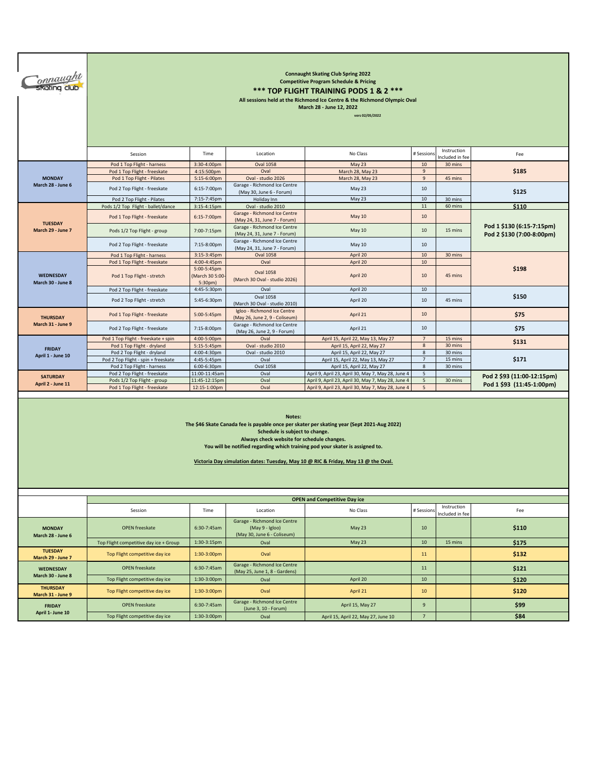Connaught Skating Club

**Connaught Skating Club Spring 2022**
**Competitive Program Schedule & Pricing**

## *** TOP FLIGHT TRAINING PODS 1 & 2 ***

**All sessions held at the Richmond Ice Centre & the Richmond Olympic Oval**
**March 28 - June 12, 2022**

vers 02/05/2022

| | Session | Time | Location | No Class | # Sessions | Instruction Included in fee | Fee |
|---|---|---|---|---|---|---|---|
| **MONDAY March 28 - June 6** | Pod 1 Top Flight - harness | 3:30-4:00pm | Oval 1058 | May 23 | 10 | 30 mins | **$185** |
| | Pod 1 Top Flight - freeskate | 4:15:500pm | Oval | March 28, May 23 | 9 | | |
| | Pod 1 Top Flight - Pilates | 5:15-6:00pm | Oval - studio 2026 | March 28, May 23 | 9 | 45 mins | |
| | Pod 2 Top Flight - freeskate | 6:15-7:00pm | Garage - Richmond Ice Centre (May 30, June 6 - Forum) | May 23 | 10 | | **$125** |
| | Pod 2 Top Flight - Pilates | 7:15-7:45pm | Holiday Inn | May 23 | 10 | 30 mins | |
| **TUESDAY March 29 - June 7** | Pods 1/2 Top Flight - ballet/dance | 3:15-4:15pm | Oval - studio 2010 | | 11 | 60 mins | **$110** |
| | Pod 1 Top Flight - freeskate | 6:15-7:00pm | Garage - Richmond Ice Centre (May 24, 31, June 7 - Forum) | May 10 | 10 | | **Pod 1 $130 (6:15-7:15pm) Pod 2 $130 (7:00-8:00pm)** |
| | Pods 1/2 Top Flight - group | 7:00-7:15pm | Garage - Richmond Ice Centre (May 24, 31, June 7 - Forum) | May 10 | 10 | 15 mins | |
| | Pod 2 Top Flight - freeskate | 7:15-8:00pm | Garage - Richmond Ice Centre (May 24, 31, June 7 - Forum) | May 10 | 10 | | |
| **WEDNESDAY March 30 - June 8** | Pod 1 Top Flight - harness | 3:15-3:45pm | Oval 1058 | April 20 | 10 | 30 mins | **$198** |
| | Pod 1 Top Flight - freeskate | 4:00-4:45pm | Oval | April 20 | 10 | | |
| | Pod 1 Top Flight - stretch | 5:00-5:45pm (March 30 5:00-5:30pm) | Oval 1058 (March 30 Oval - studio 2026) | April 20 | 10 | 45 mins | |
| | Pod 2 Top Flight - freeskate | 4:45-5:30pm | Oval | April 20 | 10 | | **$150** |
| | Pod 2 Top Flight - stretch | 5:45-6:30pm | Oval 1058 (March 30 Oval - studio 2010) | April 20 | 10 | 45 mins | |
| **THURSDAY March 31 - June 9** | Pod 1 Top Flight - freeskate | 5:00-5:45pm | Igloo - Richmond Ice Centre (May 26, June 2, 9 - Coliseum) | April 21 | 10 | | **$75** |
| | Pod 2 Top Flight - freeskate | 7:15-8:00pm | Garage - Richmond Ice Centre (May 26, June 2, 9 - Forum) | April 21 | 10 | | **$75** |
| **FRIDAY April 1 - June 10** | Pod 1 Top Flight - freeskate + spin | 4:00-5:00pm | Oval | April 15, April 22, May 13, May 27 | 7 | 15 mins | **$131** |
| | Pod 1 Top Flight - dryland | 5:15-5:45pm | Oval - studio 2010 | April 15, April 22, May 27 | 8 | 30 mins | |
| | Pod 2 Top Flight - dryland | 4:00-4:30pm | Oval - studio 2010 | April 15, April 22, May 27 | 8 | 30 mins | **$171** |
| | Pod 2 Top Flight - spin + freeskate | 4:45-5:45pm | Oval | April 15, April 22, May 13, May 27 | 7 | 15 mins | |
| | Pod 2 Top Flight - harness | 6:00-6:30pm | Oval 1058 | April 15, April 22, May 27 | 8 | 30 mins | |
| **SATURDAY April 2 - June 11** | Pod 2 Top Flight - freeskate | 11:00-11:45am | Oval | April 9, April 23, April 30, May 7, May 28, June 4 | 5 | | **Pod 2 $93 (11:00-12:15pm) Pod 1 $93 (11:45-1:00pm)** |
| | Pods 1/2 Top Flight - group | 11:45-12:15pm | Oval | April 9, April 23, April 30, May 7, May 28, June 4 | 5 | 30 mins | |
| | Pod 1 Top Flight - freeskate | 12:15-1:00pm | Oval | April 9, April 23, April 30, May 7, May 28, June 4 | 5 | | |

**Notes:**
**The $46 Skate Canada fee is payable once per skater per skating year (Sept 2021-Aug 2022)**
**Schedule is subject to change.**
**Always check website for schedule changes.**
**You will be notified regarding which training pod your skater is assigned to.**

**Victoria Day simulation dates: Tuesday, May 10 @ RIC & Friday, May 13 @ the Oval.**

## OPEN and Competitive Day ice

| | Session | Time | Location | No Class | # Sessions | Instruction Included in fee | Fee |
|---|---|---|---|---|---|---|---|
| **MONDAY March 28 - June 6** | OPEN freeskate | 6:30-7:45am | Garage - Richmond Ice Centre (May 9 - Igloo) (May 30, June 6 - Coliseum) | May 23 | 10 | | **$110** |
| | Top Flight competitive day ice + Group | 1:30-3:15pm | Oval | May 23 | 10 | 15 mins | **$175** |
| **TUESDAY March 29 - June 7** | Top Flight competitive day ice | 1:30-3:00pm | Oval | | 11 | | **$132** |
| **WEDNESDAY March 30 - June 8** | OPEN freeskate | 6:30-7:45am | Garage - Richmond Ice Centre (May 25, June 1, 8 - Gardens) | | 11 | | **$121** |
| | Top Flight competitive day ice | 1:30-3:00pm | Oval | April 20 | 10 | | **$120** |
| **THURSDAY March 31 - June 9** | Top Flight competitive day ice | 1:30-3:00pm | Oval | April 21 | 10 | | **$120** |
| **FRIDAY April 1- June 10** | OPEN freeskate | 6:30-7:45am | Garage - Richmond Ice Centre (June 3, 10 - Forum) | April 15, May 27 | 9 | | **$99** |
| | Top Flight competitive day ice | 1:30-3:00pm | Oval | April 15, April 22, May 27, June 10 | 7 | | **$84** |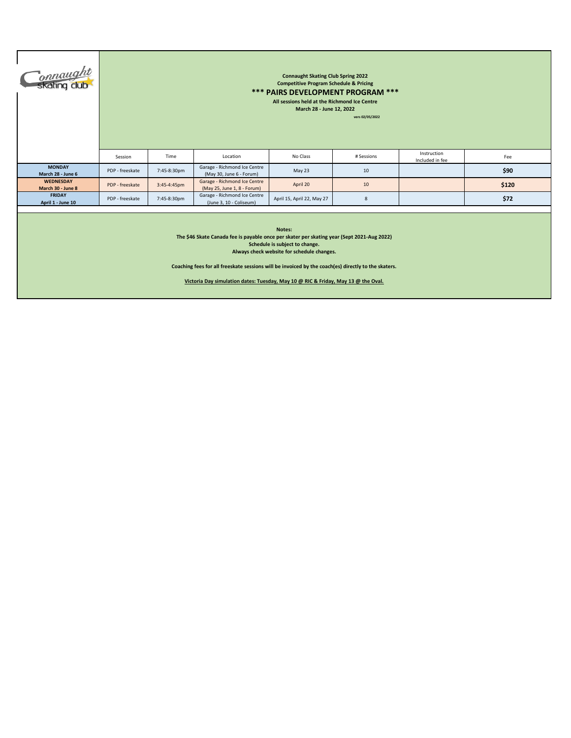Connaught skating club

**Connaught Skating Club Spring 2022**

**Competitive Program Schedule & Pricing**

## *** PAIRS DEVELOPMENT PROGRAM ***

**All sessions held at the Richmond Ice Centre**

**March 28 - June 12, 2022**

vers 02/05/2022

| | Session | Time | Location | No Class | # Sessions | Instruction Included in fee | Fee |
|---|---|---|---|---|---|---|---|
| **MONDAY March 28 - June 6** | PDP - freeskate | 7:45-8:30pm | Garage - Richmond Ice Centre (May 30, June 6 - Forum) | May 23 | 10 | | **$90** |
| **WEDNESDAY March 30 - June 8** | PDP - freeskate | 3:45-4:45pm | Garage - Richmond Ice Centre (May 25, June 1, 8 - Forum) | April 20 | 10 | | **$120** |
| **FRIDAY April 1 - June 10** | PDP - freeskate | 7:45-8:30pm | Garage - Richmond Ice Centre (June 3, 10 - Coliseum) | April 15, April 22, May 27 | 8 | | **$72** |

**Notes:**

**The $46 Skate Canada fee is payable once per skater per skating year (Sept 2021-Aug 2022)**

**Schedule is subject to change.**

**Always check website for schedule changes.**

**Coaching fees for all freeskate sessions will be invoiced by the coach(es) directly to the skaters.**

**Victoria Day simulation dates: Tuesday, May 10 @ RIC & Friday, May 13 @ the Oval.**